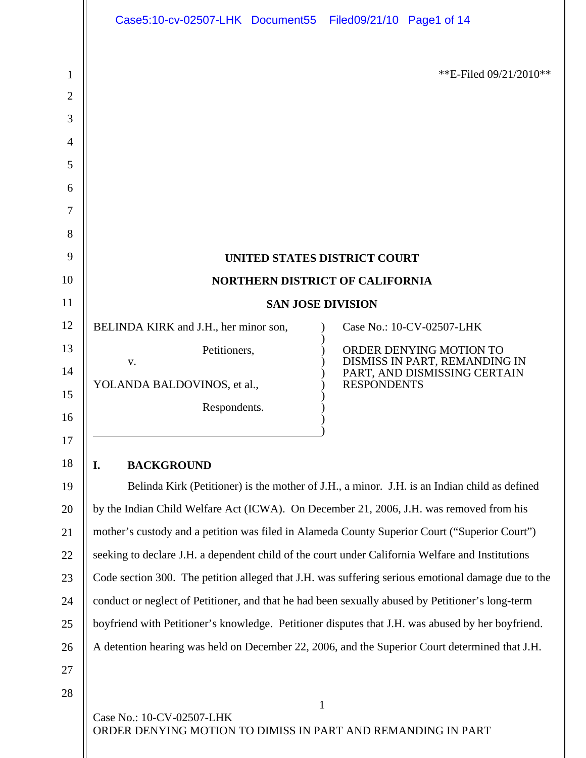**E-Filed 09/21/2010**

**UNITED STATES DISTRICT COURT**

**NORTHERN DISTRICT OF CALIFORNIA**

**SAN JOSE DIVISION**

| | |
|---|---|
| BELINDA KIRK and J.H., her minor son,<br><br>Petitioners,<br><br>v.<br><br>YOLANDA BALDOVINOS, et al.,<br><br>Respondents. | Case No.: 10-CV-02507-LHK<br><br>ORDER DENYING MOTION TO DISMISS IN PART, REMANDING IN PART, AND DISMISSING CERTAIN RESPONDENTS |

## I. BACKGROUND

Belinda Kirk (Petitioner) is the mother of J.H., a minor. J.H. is an Indian child as defined by the Indian Child Welfare Act (ICWA). On December 21, 2006, J.H. was removed from his mother's custody and a petition was filed in Alameda County Superior Court ("Superior Court") seeking to declare J.H. a dependent child of the court under California Welfare and Institutions Code section 300. The petition alleged that J.H. was suffering serious emotional damage due to the conduct or neglect of Petitioner, and that he had been sexually abused by Petitioner's long-term boyfriend with Petitioner's knowledge. Petitioner disputes that J.H. was abused by her boyfriend. A detention hearing was held on December 22, 2006, and the Superior Court determined that J.H.

Case No.: 10-CV-02507-LHK
ORDER DENYING MOTION TO DIMISS IN PART AND REMANDING IN PART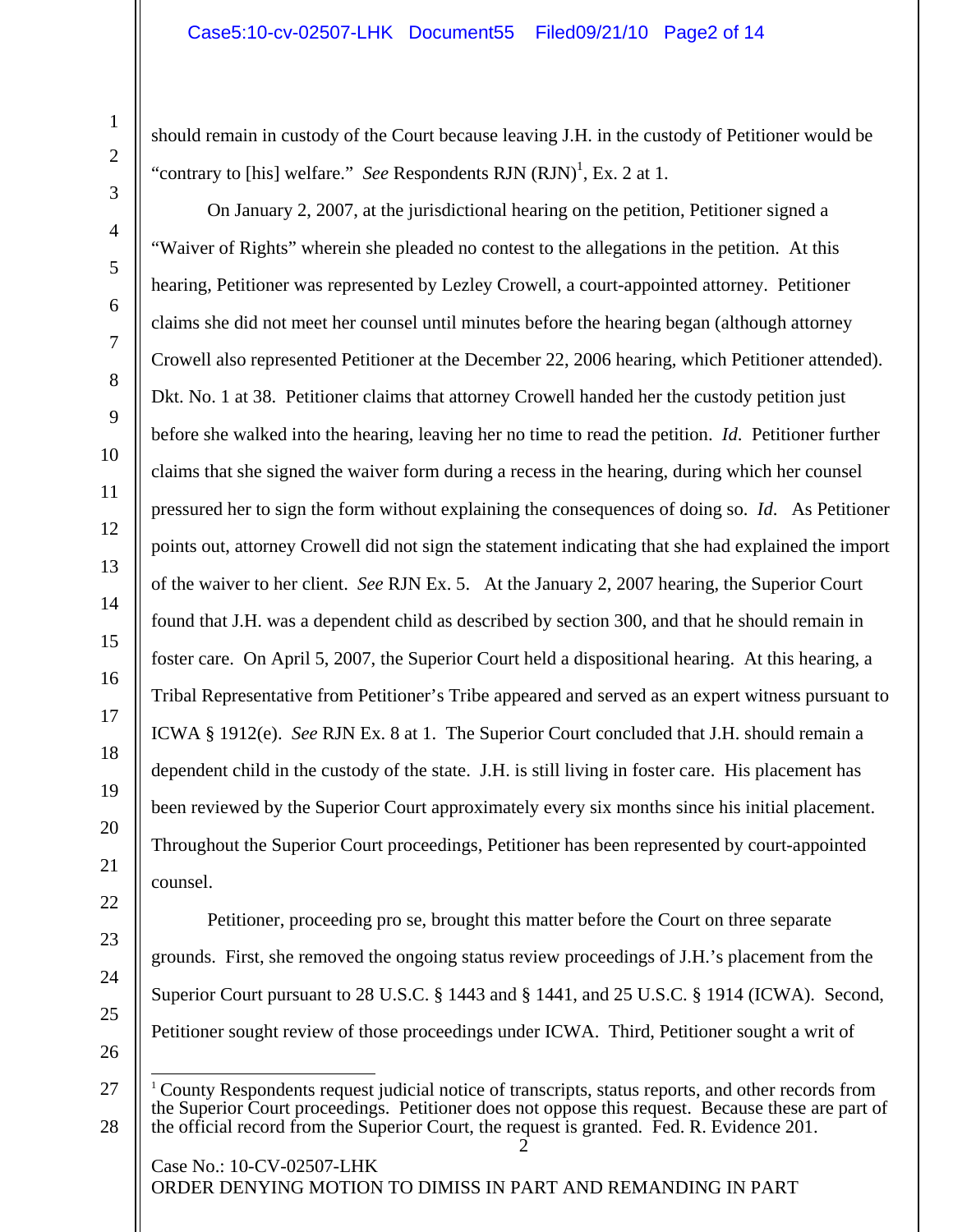should remain in custody of the Court because leaving J.H. in the custody of Petitioner would be "contrary to [his] welfare." *See* Respondents RJN (RJN)[1], Ex. 2 at 1.

On January 2, 2007, at the jurisdictional hearing on the petition, Petitioner signed a "Waiver of Rights" wherein she pleaded no contest to the allegations in the petition. At this hearing, Petitioner was represented by Lezley Crowell, a court-appointed attorney. Petitioner claims she did not meet her counsel until minutes before the hearing began (although attorney Crowell also represented Petitioner at the December 22, 2006 hearing, which Petitioner attended). Dkt. No. 1 at 38. Petitioner claims that attorney Crowell handed her the custody petition just before she walked into the hearing, leaving her no time to read the petition. *Id.* Petitioner further claims that she signed the waiver form during a recess in the hearing, during which her counsel pressured her to sign the form without explaining the consequences of doing so. *Id.* As Petitioner points out, attorney Crowell did not sign the statement indicating that she had explained the import of the waiver to her client. *See* RJN Ex. 5. At the January 2, 2007 hearing, the Superior Court found that J.H. was a dependent child as described by section 300, and that he should remain in foster care. On April 5, 2007, the Superior Court held a dispositional hearing. At this hearing, a Tribal Representative from Petitioner's Tribe appeared and served as an expert witness pursuant to ICWA § 1912(e). *See* RJN Ex. 8 at 1. The Superior Court concluded that J.H. should remain a dependent child in the custody of the state. J.H. is still living in foster care. His placement has been reviewed by the Superior Court approximately every six months since his initial placement. Throughout the Superior Court proceedings, Petitioner has been represented by court-appointed counsel.

Petitioner, proceeding pro se, brought this matter before the Court on three separate grounds. First, she removed the ongoing status review proceedings of J.H.'s placement from the Superior Court pursuant to 28 U.S.C. § 1443 and § 1441, and 25 U.S.C. § 1914 (ICWA). Second, Petitioner sought review of those proceedings under ICWA. Third, Petitioner sought a writ of

---

[1] County Respondents request judicial notice of transcripts, status reports, and other records from the Superior Court proceedings. Petitioner does not oppose this request. Because these are part of the official record from the Superior Court, the request is granted. Fed. R. Evidence 201.

Case No.: 10-CV-02507-LHK
ORDER DENYING MOTION TO DIMISS IN PART AND REMANDING IN PART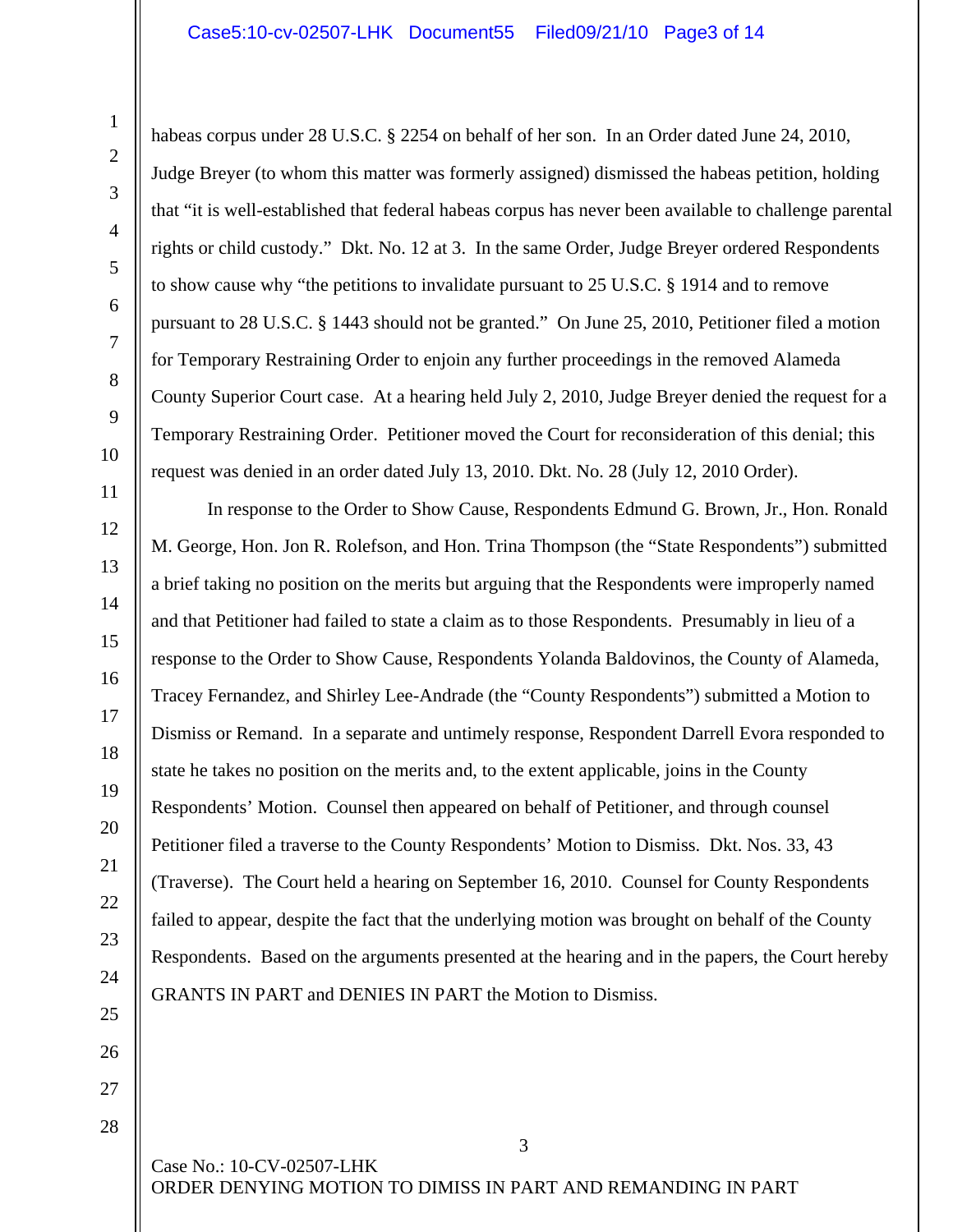habeas corpus under 28 U.S.C. § 2254 on behalf of her son. In an Order dated June 24, 2010, Judge Breyer (to whom this matter was formerly assigned) dismissed the habeas petition, holding that "it is well-established that federal habeas corpus has never been available to challenge parental rights or child custody." Dkt. No. 12 at 3. In the same Order, Judge Breyer ordered Respondents to show cause why "the petitions to invalidate pursuant to 25 U.S.C. § 1914 and to remove pursuant to 28 U.S.C. § 1443 should not be granted." On June 25, 2010, Petitioner filed a motion for Temporary Restraining Order to enjoin any further proceedings in the removed Alameda County Superior Court case. At a hearing held July 2, 2010, Judge Breyer denied the request for a Temporary Restraining Order. Petitioner moved the Court for reconsideration of this denial; this request was denied in an order dated July 13, 2010. Dkt. No. 28 (July 12, 2010 Order).

In response to the Order to Show Cause, Respondents Edmund G. Brown, Jr., Hon. Ronald M. George, Hon. Jon R. Rolefson, and Hon. Trina Thompson (the "State Respondents") submitted a brief taking no position on the merits but arguing that the Respondents were improperly named and that Petitioner had failed to state a claim as to those Respondents. Presumably in lieu of a response to the Order to Show Cause, Respondents Yolanda Baldovinos, the County of Alameda, Tracey Fernandez, and Shirley Lee-Andrade (the "County Respondents") submitted a Motion to Dismiss or Remand. In a separate and untimely response, Respondent Darrell Evora responded to state he takes no position on the merits and, to the extent applicable, joins in the County Respondents' Motion. Counsel then appeared on behalf of Petitioner, and through counsel Petitioner filed a traverse to the County Respondents' Motion to Dismiss. Dkt. Nos. 33, 43 (Traverse). The Court held a hearing on September 16, 2010. Counsel for County Respondents failed to appear, despite the fact that the underlying motion was brought on behalf of the County Respondents. Based on the arguments presented at the hearing and in the papers, the Court hereby GRANTS IN PART and DENIES IN PART the Motion to Dismiss.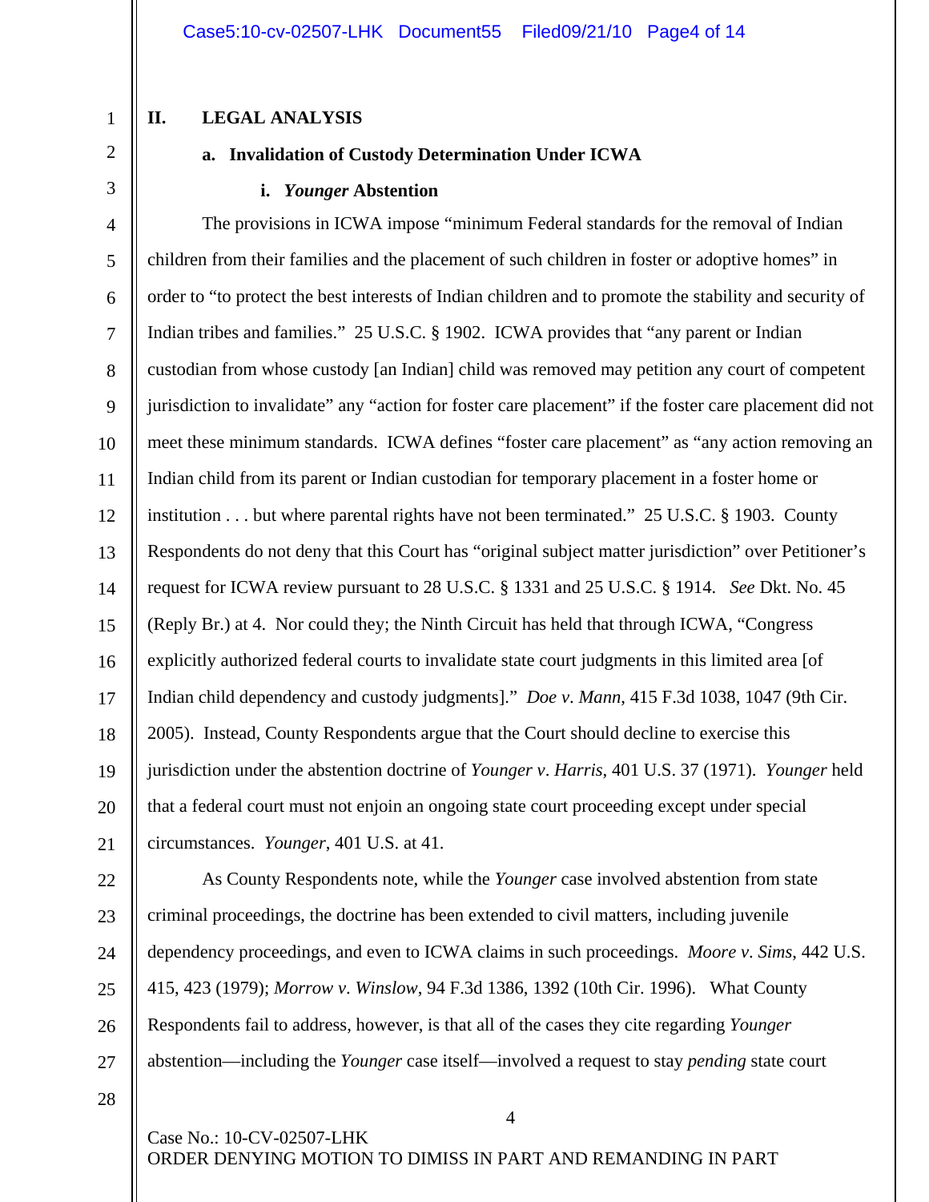## II. LEGAL ANALYSIS

### a. Invalidation of Custody Determination Under ICWA

#### i. *Younger* Abstention

The provisions in ICWA impose "minimum Federal standards for the removal of Indian children from their families and the placement of such children in foster or adoptive homes" in order to "to protect the best interests of Indian children and to promote the stability and security of Indian tribes and families." 25 U.S.C. § 1902. ICWA provides that "any parent or Indian custodian from whose custody [an Indian] child was removed may petition any court of competent jurisdiction to invalidate" any "action for foster care placement" if the foster care placement did not meet these minimum standards. ICWA defines "foster care placement" as "any action removing an Indian child from its parent or Indian custodian for temporary placement in a foster home or institution . . . but where parental rights have not been terminated." 25 U.S.C. § 1903. County Respondents do not deny that this Court has "original subject matter jurisdiction" over Petitioner's request for ICWA review pursuant to 28 U.S.C. § 1331 and 25 U.S.C. § 1914. *See* Dkt. No. 45 (Reply Br.) at 4. Nor could they; the Ninth Circuit has held that through ICWA, "Congress explicitly authorized federal courts to invalidate state court judgments in this limited area [of Indian child dependency and custody judgments]." *Doe v. Mann*, 415 F.3d 1038, 1047 (9th Cir. 2005). Instead, County Respondents argue that the Court should decline to exercise this jurisdiction under the abstention doctrine of *Younger v. Harris*, 401 U.S. 37 (1971). *Younger* held that a federal court must not enjoin an ongoing state court proceeding except under special circumstances. *Younger*, 401 U.S. at 41.

As County Respondents note, while the *Younger* case involved abstention from state criminal proceedings, the doctrine has been extended to civil matters, including juvenile dependency proceedings, and even to ICWA claims in such proceedings. *Moore v. Sims*, 442 U.S. 415, 423 (1979); *Morrow v. Winslow*, 94 F.3d 1386, 1392 (10th Cir. 1996). What County Respondents fail to address, however, is that all of the cases they cite regarding *Younger* abstention—including the *Younger* case itself—involved a request to stay *pending* state court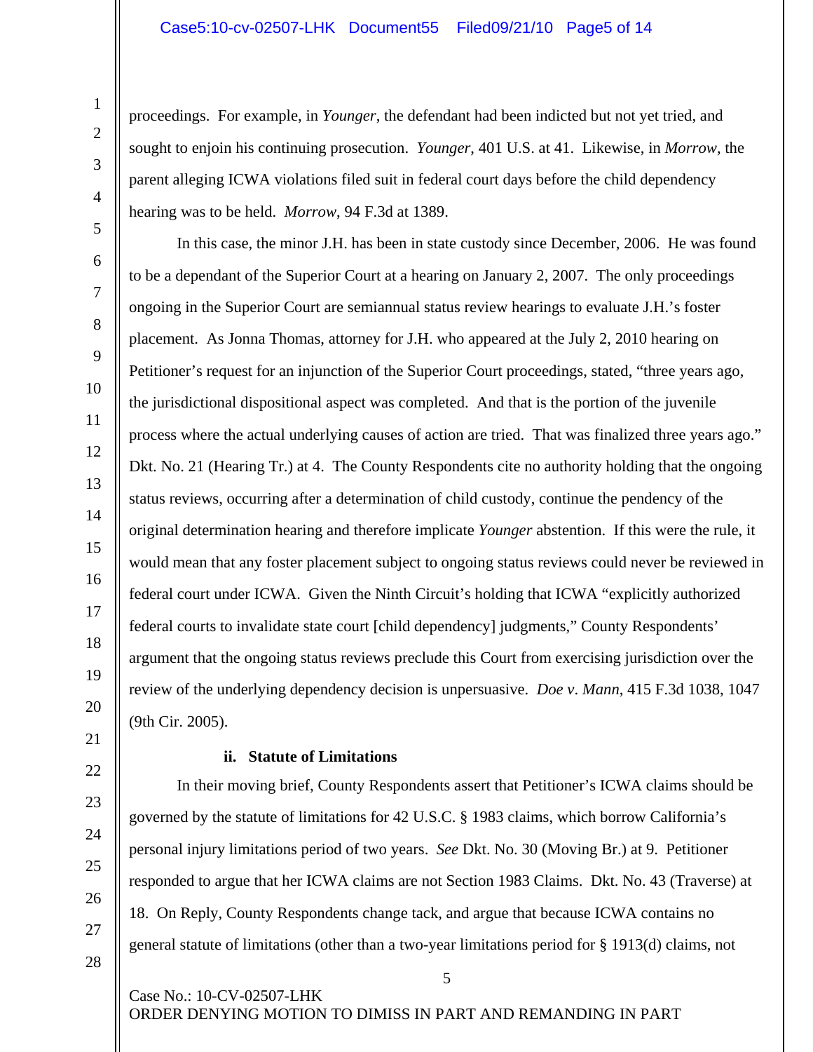proceedings. For example, in *Younger*, the defendant had been indicted but not yet tried, and sought to enjoin his continuing prosecution. *Younger*, 401 U.S. at 41. Likewise, in *Morrow*, the parent alleging ICWA violations filed suit in federal court days before the child dependency hearing was to be held. *Morrow*, 94 F.3d at 1389.

In this case, the minor J.H. has been in state custody since December, 2006. He was found to be a dependant of the Superior Court at a hearing on January 2, 2007. The only proceedings ongoing in the Superior Court are semiannual status review hearings to evaluate J.H.'s foster placement. As Jonna Thomas, attorney for J.H. who appeared at the July 2, 2010 hearing on Petitioner's request for an injunction of the Superior Court proceedings, stated, "three years ago, the jurisdictional dispositional aspect was completed. And that is the portion of the juvenile process where the actual underlying causes of action are tried. That was finalized three years ago." Dkt. No. 21 (Hearing Tr.) at 4. The County Respondents cite no authority holding that the ongoing status reviews, occurring after a determination of child custody, continue the pendency of the original determination hearing and therefore implicate *Younger* abstention. If this were the rule, it would mean that any foster placement subject to ongoing status reviews could never be reviewed in federal court under ICWA. Given the Ninth Circuit's holding that ICWA "explicitly authorized federal courts to invalidate state court [child dependency] judgments," County Respondents' argument that the ongoing status reviews preclude this Court from exercising jurisdiction over the review of the underlying dependency decision is unpersuasive. *Doe v. Mann*, 415 F.3d 1038, 1047 (9th Cir. 2005).

**ii. Statute of Limitations**

In their moving brief, County Respondents assert that Petitioner's ICWA claims should be governed by the statute of limitations for 42 U.S.C. § 1983 claims, which borrow California's personal injury limitations period of two years. *See* Dkt. No. 30 (Moving Br.) at 9. Petitioner responded to argue that her ICWA claims are not Section 1983 Claims. Dkt. No. 43 (Traverse) at 18. On Reply, County Respondents change tack, and argue that because ICWA contains no general statute of limitations (other than a two-year limitations period for § 1913(d) claims, not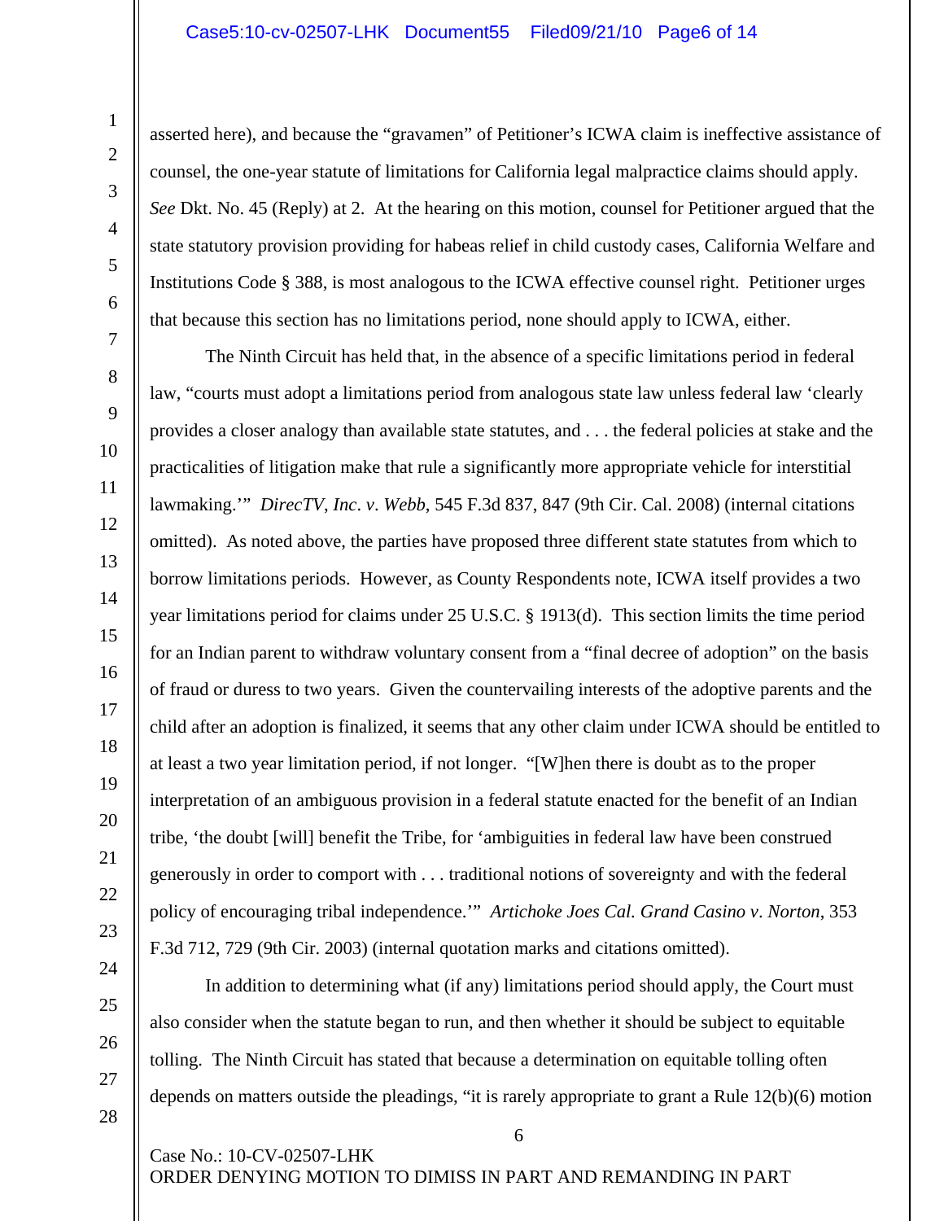asserted here), and because the "gravamen" of Petitioner's ICWA claim is ineffective assistance of counsel, the one-year statute of limitations for California legal malpractice claims should apply. *See* Dkt. No. 45 (Reply) at 2. At the hearing on this motion, counsel for Petitioner argued that the state statutory provision providing for habeas relief in child custody cases, California Welfare and Institutions Code § 388, is most analogous to the ICWA effective counsel right. Petitioner urges that because this section has no limitations period, none should apply to ICWA, either.

The Ninth Circuit has held that, in the absence of a specific limitations period in federal law, "courts must adopt a limitations period from analogous state law unless federal law 'clearly provides a closer analogy than available state statutes, and . . . the federal policies at stake and the practicalities of litigation make that rule a significantly more appropriate vehicle for interstitial lawmaking.'" *DirecTV, Inc. v. Webb*, 545 F.3d 837, 847 (9th Cir. Cal. 2008) (internal citations omitted). As noted above, the parties have proposed three different state statutes from which to borrow limitations periods. However, as County Respondents note, ICWA itself provides a two year limitations period for claims under 25 U.S.C. § 1913(d). This section limits the time period for an Indian parent to withdraw voluntary consent from a "final decree of adoption" on the basis of fraud or duress to two years. Given the countervailing interests of the adoptive parents and the child after an adoption is finalized, it seems that any other claim under ICWA should be entitled to at least a two year limitation period, if not longer. "[W]hen there is doubt as to the proper interpretation of an ambiguous provision in a federal statute enacted for the benefit of an Indian tribe, 'the doubt [will] benefit the Tribe, for 'ambiguities in federal law have been construed generously in order to comport with . . . traditional notions of sovereignty and with the federal policy of encouraging tribal independence.'" *Artichoke Joes Cal. Grand Casino v. Norton*, 353 F.3d 712, 729 (9th Cir. 2003) (internal quotation marks and citations omitted).

In addition to determining what (if any) limitations period should apply, the Court must also consider when the statute began to run, and then whether it should be subject to equitable tolling. The Ninth Circuit has stated that because a determination on equitable tolling often depends on matters outside the pleadings, "it is rarely appropriate to grant a Rule 12(b)(6) motion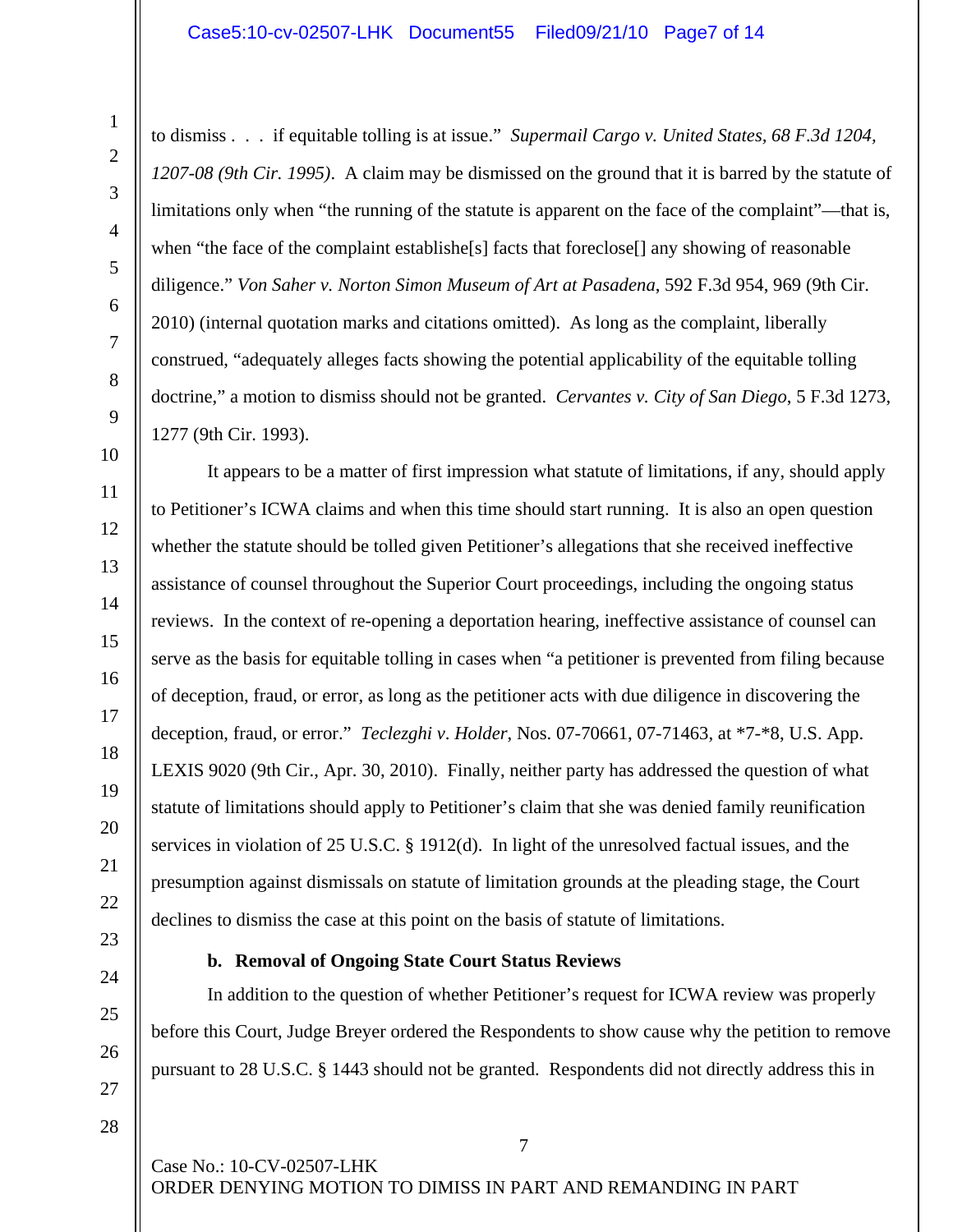to dismiss . . . if equitable tolling is at issue." *Supermail Cargo v. United States, 68 F.3d 1204, 1207-08 (9th Cir. 1995)*. A claim may be dismissed on the ground that it is barred by the statute of limitations only when "the running of the statute is apparent on the face of the complaint"—that is, when "the face of the complaint establishe[s] facts that foreclose[] any showing of reasonable diligence." *Von Saher v. Norton Simon Museum of Art at Pasadena*, 592 F.3d 954, 969 (9th Cir. 2010) (internal quotation marks and citations omitted). As long as the complaint, liberally construed, "adequately alleges facts showing the potential applicability of the equitable tolling doctrine," a motion to dismiss should not be granted. *Cervantes v. City of San Diego*, 5 F.3d 1273, 1277 (9th Cir. 1993).

It appears to be a matter of first impression what statute of limitations, if any, should apply to Petitioner's ICWA claims and when this time should start running. It is also an open question whether the statute should be tolled given Petitioner's allegations that she received ineffective assistance of counsel throughout the Superior Court proceedings, including the ongoing status reviews. In the context of re-opening a deportation hearing, ineffective assistance of counsel can serve as the basis for equitable tolling in cases when "a petitioner is prevented from filing because of deception, fraud, or error, as long as the petitioner acts with due diligence in discovering the deception, fraud, or error." *Teclezghi v. Holder*, Nos. 07-70661, 07-71463, at *7-*8, U.S. App. LEXIS 9020 (9th Cir., Apr. 30, 2010). Finally, neither party has addressed the question of what statute of limitations should apply to Petitioner's claim that she was denied family reunification services in violation of 25 U.S.C. § 1912(d). In light of the unresolved factual issues, and the presumption against dismissals on statute of limitation grounds at the pleading stage, the Court declines to dismiss the case at this point on the basis of statute of limitations.

**b. Removal of Ongoing State Court Status Reviews**

In addition to the question of whether Petitioner's request for ICWA review was properly before this Court, Judge Breyer ordered the Respondents to show cause why the petition to remove pursuant to 28 U.S.C. § 1443 should not be granted. Respondents did not directly address this in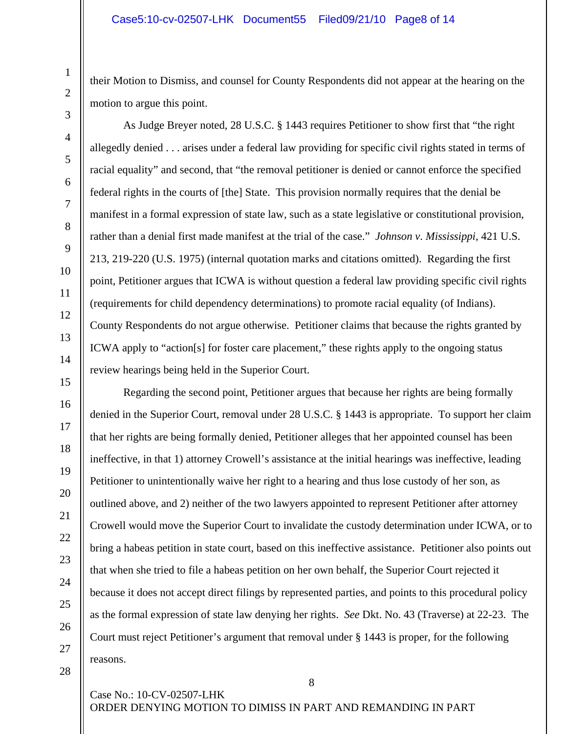their Motion to Dismiss, and counsel for County Respondents did not appear at the hearing on the motion to argue this point.

As Judge Breyer noted, 28 U.S.C. § 1443 requires Petitioner to show first that "the right allegedly denied . . . arises under a federal law providing for specific civil rights stated in terms of racial equality" and second, that "the removal petitioner is denied or cannot enforce the specified federal rights in the courts of [the] State. This provision normally requires that the denial be manifest in a formal expression of state law, such as a state legislative or constitutional provision, rather than a denial first made manifest at the trial of the case." *Johnson v. Mississippi*, 421 U.S. 213, 219-220 (U.S. 1975) (internal quotation marks and citations omitted). Regarding the first point, Petitioner argues that ICWA is without question a federal law providing specific civil rights (requirements for child dependency determinations) to promote racial equality (of Indians). County Respondents do not argue otherwise. Petitioner claims that because the rights granted by ICWA apply to "action[s] for foster care placement," these rights apply to the ongoing status review hearings being held in the Superior Court.

Regarding the second point, Petitioner argues that because her rights are being formally denied in the Superior Court, removal under 28 U.S.C. § 1443 is appropriate. To support her claim that her rights are being formally denied, Petitioner alleges that her appointed counsel has been ineffective, in that 1) attorney Crowell's assistance at the initial hearings was ineffective, leading Petitioner to unintentionally waive her right to a hearing and thus lose custody of her son, as outlined above, and 2) neither of the two lawyers appointed to represent Petitioner after attorney Crowell would move the Superior Court to invalidate the custody determination under ICWA, or to bring a habeas petition in state court, based on this ineffective assistance. Petitioner also points out that when she tried to file a habeas petition on her own behalf, the Superior Court rejected it because it does not accept direct filings by represented parties, and points to this procedural policy as the formal expression of state law denying her rights. *See* Dkt. No. 43 (Traverse) at 22-23. The Court must reject Petitioner's argument that removal under § 1443 is proper, for the following reasons.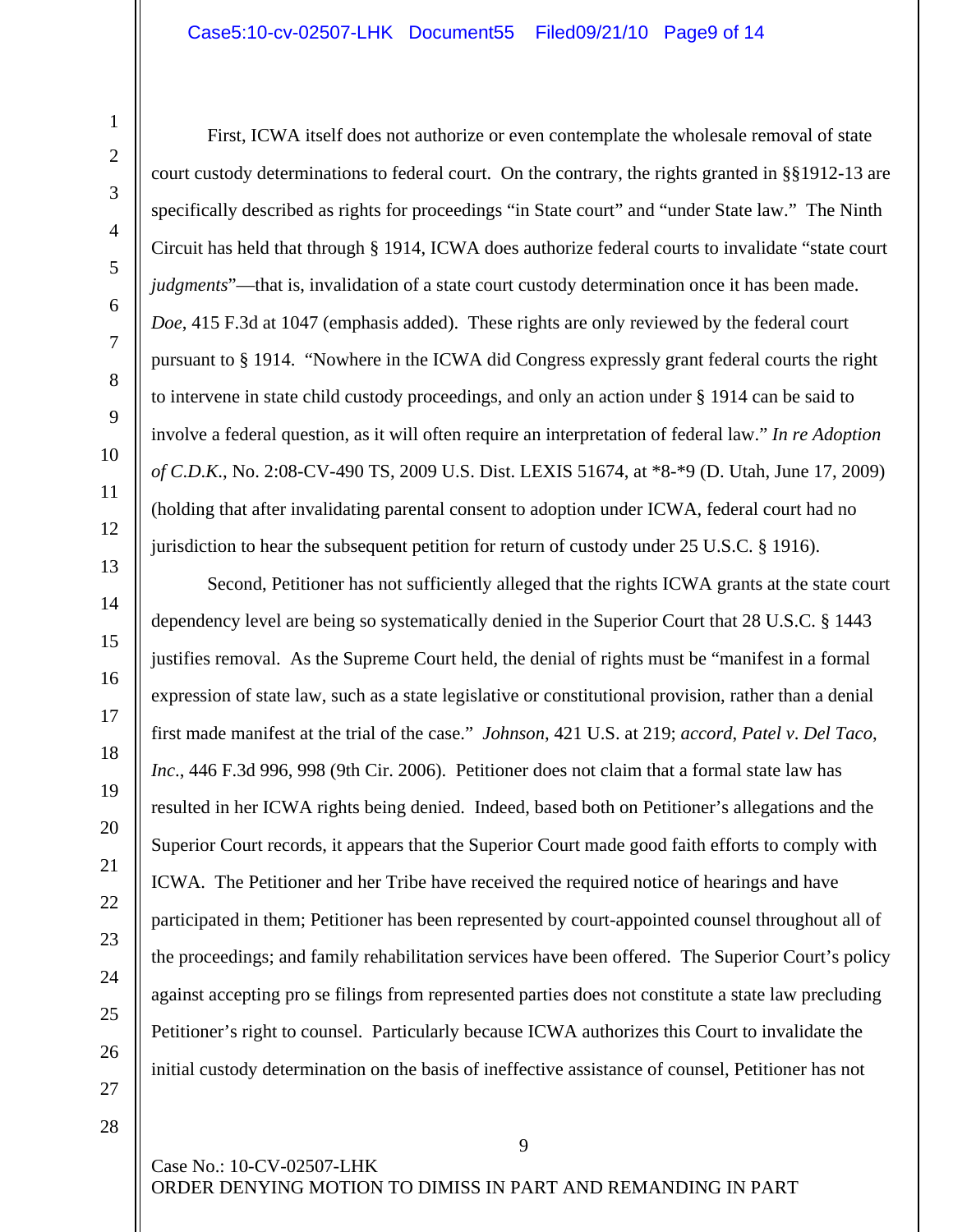First, ICWA itself does not authorize or even contemplate the wholesale removal of state court custody determinations to federal court. On the contrary, the rights granted in §§1912-13 are specifically described as rights for proceedings "in State court" and "under State law." The Ninth Circuit has held that through § 1914, ICWA does authorize federal courts to invalidate "state court *judgments*"—that is, invalidation of a state court custody determination once it has been made. *Doe*, 415 F.3d at 1047 (emphasis added). These rights are only reviewed by the federal court pursuant to § 1914. "Nowhere in the ICWA did Congress expressly grant federal courts the right to intervene in state child custody proceedings, and only an action under § 1914 can be said to involve a federal question, as it will often require an interpretation of federal law." *In re Adoption of C.D.K.*, No. 2:08-CV-490 TS, 2009 U.S. Dist. LEXIS 51674, at *8-*9 (D. Utah, June 17, 2009) (holding that after invalidating parental consent to adoption under ICWA, federal court had no jurisdiction to hear the subsequent petition for return of custody under 25 U.S.C. § 1916).

Second, Petitioner has not sufficiently alleged that the rights ICWA grants at the state court dependency level are being so systematically denied in the Superior Court that 28 U.S.C. § 1443 justifies removal. As the Supreme Court held, the denial of rights must be "manifest in a formal expression of state law, such as a state legislative or constitutional provision, rather than a denial first made manifest at the trial of the case." *Johnson*, 421 U.S. at 219; *accord*, *Patel v. Del Taco, Inc.*, 446 F.3d 996, 998 (9th Cir. 2006). Petitioner does not claim that a formal state law has resulted in her ICWA rights being denied. Indeed, based both on Petitioner's allegations and the Superior Court records, it appears that the Superior Court made good faith efforts to comply with ICWA. The Petitioner and her Tribe have received the required notice of hearings and have participated in them; Petitioner has been represented by court-appointed counsel throughout all of the proceedings; and family rehabilitation services have been offered. The Superior Court's policy against accepting pro se filings from represented parties does not constitute a state law precluding Petitioner's right to counsel. Particularly because ICWA authorizes this Court to invalidate the initial custody determination on the basis of ineffective assistance of counsel, Petitioner has not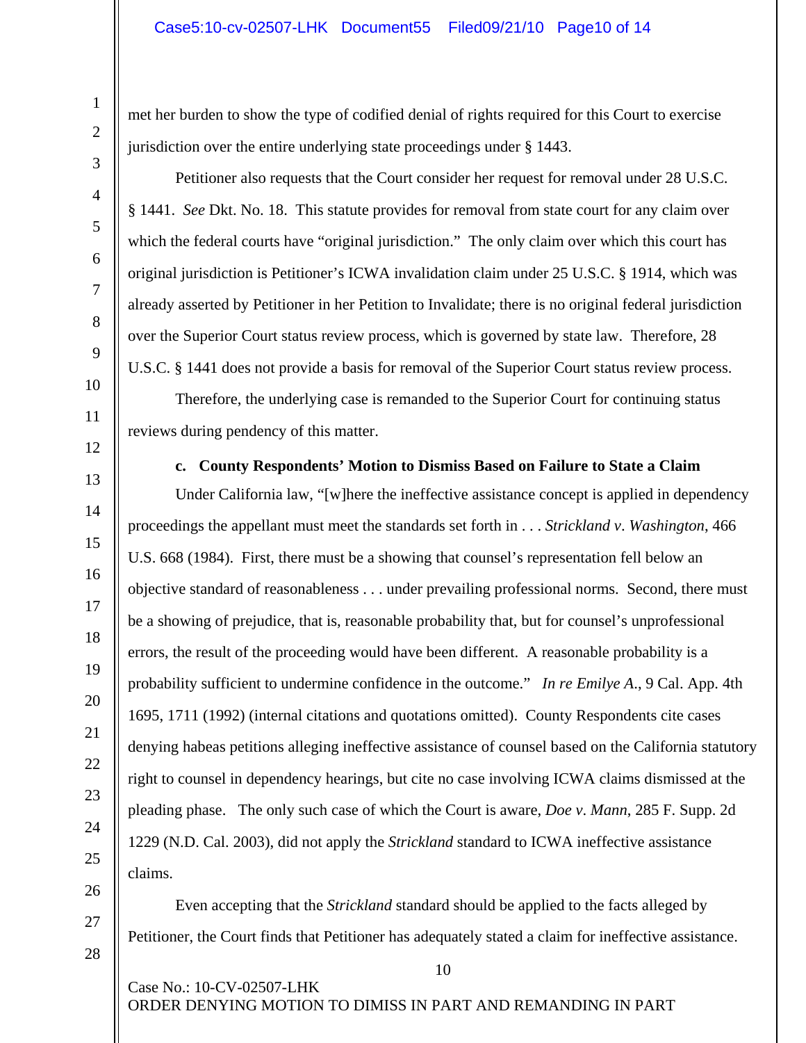met her burden to show the type of codified denial of rights required for this Court to exercise jurisdiction over the entire underlying state proceedings under § 1443.

Petitioner also requests that the Court consider her request for removal under 28 U.S.C. § 1441. *See* Dkt. No. 18. This statute provides for removal from state court for any claim over which the federal courts have "original jurisdiction." The only claim over which this court has original jurisdiction is Petitioner's ICWA invalidation claim under 25 U.S.C. § 1914, which was already asserted by Petitioner in her Petition to Invalidate; there is no original federal jurisdiction over the Superior Court status review process, which is governed by state law. Therefore, 28 U.S.C. § 1441 does not provide a basis for removal of the Superior Court status review process.

Therefore, the underlying case is remanded to the Superior Court for continuing status reviews during pendency of this matter.

**c. County Respondents' Motion to Dismiss Based on Failure to State a Claim**

Under California law, "[w]here the ineffective assistance concept is applied in dependency proceedings the appellant must meet the standards set forth in . . . *Strickland v. Washington*, 466 U.S. 668 (1984). First, there must be a showing that counsel's representation fell below an objective standard of reasonableness . . . under prevailing professional norms. Second, there must be a showing of prejudice, that is, reasonable probability that, but for counsel's unprofessional errors, the result of the proceeding would have been different. A reasonable probability is a probability sufficient to undermine confidence in the outcome." *In re Emilye A.*, 9 Cal. App. 4th 1695, 1711 (1992) (internal citations and quotations omitted). County Respondents cite cases denying habeas petitions alleging ineffective assistance of counsel based on the California statutory right to counsel in dependency hearings, but cite no case involving ICWA claims dismissed at the pleading phase. The only such case of which the Court is aware, *Doe v. Mann*, 285 F. Supp. 2d 1229 (N.D. Cal. 2003), did not apply the *Strickland* standard to ICWA ineffective assistance claims.

Even accepting that the *Strickland* standard should be applied to the facts alleged by Petitioner, the Court finds that Petitioner has adequately stated a claim for ineffective assistance.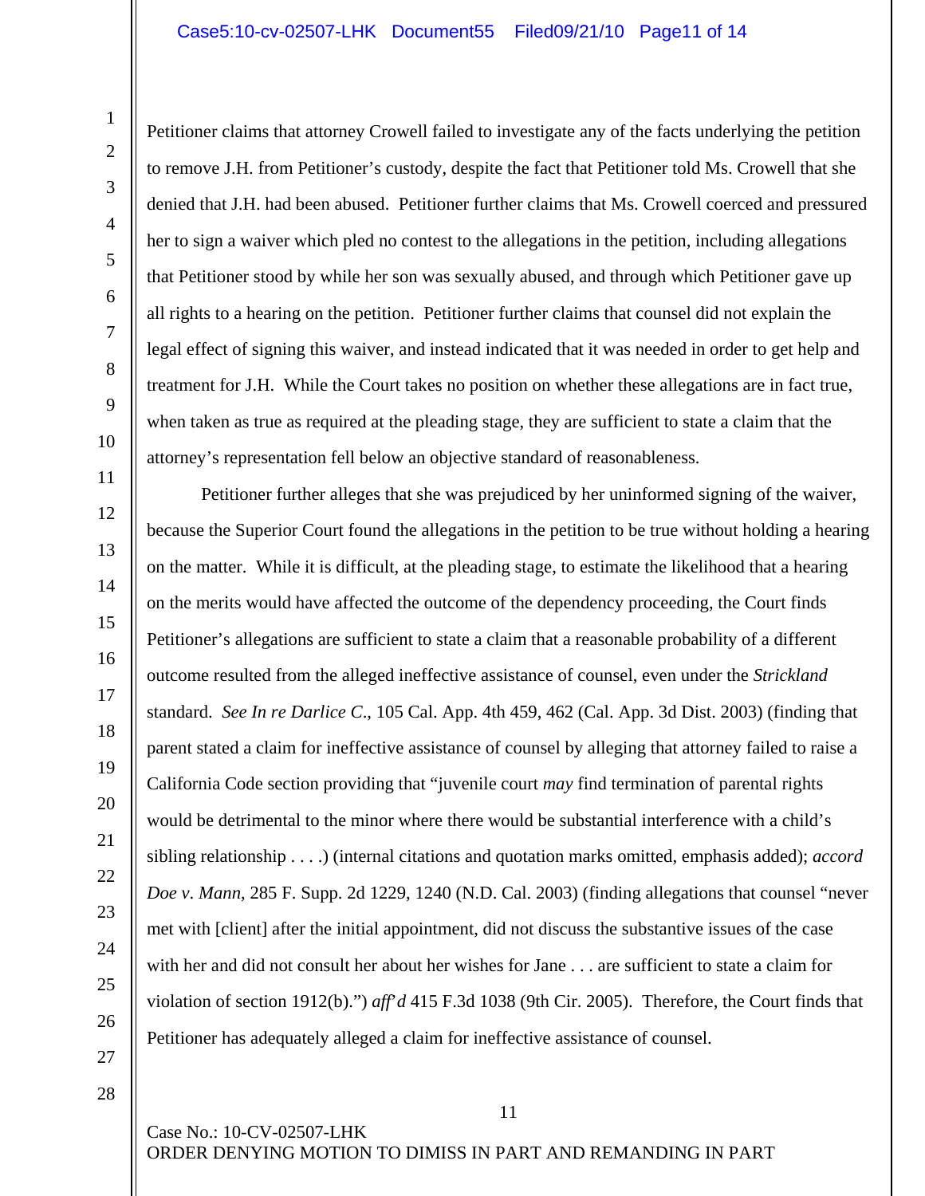Petitioner claims that attorney Crowell failed to investigate any of the facts underlying the petition to remove J.H. from Petitioner's custody, despite the fact that Petitioner told Ms. Crowell that she denied that J.H. had been abused. Petitioner further claims that Ms. Crowell coerced and pressured her to sign a waiver which pled no contest to the allegations in the petition, including allegations that Petitioner stood by while her son was sexually abused, and through which Petitioner gave up all rights to a hearing on the petition. Petitioner further claims that counsel did not explain the legal effect of signing this waiver, and instead indicated that it was needed in order to get help and treatment for J.H. While the Court takes no position on whether these allegations are in fact true, when taken as true as required at the pleading stage, they are sufficient to state a claim that the attorney's representation fell below an objective standard of reasonableness.

Petitioner further alleges that she was prejudiced by her uninformed signing of the waiver, because the Superior Court found the allegations in the petition to be true without holding a hearing on the matter. While it is difficult, at the pleading stage, to estimate the likelihood that a hearing on the merits would have affected the outcome of the dependency proceeding, the Court finds Petitioner's allegations are sufficient to state a claim that a reasonable probability of a different outcome resulted from the alleged ineffective assistance of counsel, even under the *Strickland* standard. *See In re Darlice C*., 105 Cal. App. 4th 459, 462 (Cal. App. 3d Dist. 2003) (finding that parent stated a claim for ineffective assistance of counsel by alleging that attorney failed to raise a California Code section providing that "juvenile court *may* find termination of parental rights would be detrimental to the minor where there would be substantial interference with a child's sibling relationship . . . .) (internal citations and quotation marks omitted, emphasis added); *accord Doe v. Mann*, 285 F. Supp. 2d 1229, 1240 (N.D. Cal. 2003) (finding allegations that counsel "never met with [client] after the initial appointment, did not discuss the substantive issues of the case with her and did not consult her about her wishes for Jane . . . are sufficient to state a claim for violation of section 1912(b).") *aff'd* 415 F.3d 1038 (9th Cir. 2005). Therefore, the Court finds that Petitioner has adequately alleged a claim for ineffective assistance of counsel.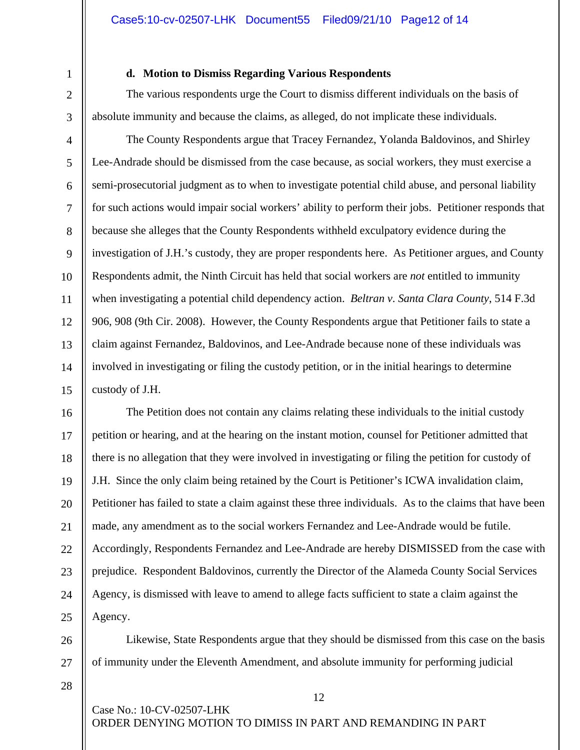**d. Motion to Dismiss Regarding Various Respondents**

The various respondents urge the Court to dismiss different individuals on the basis of absolute immunity and because the claims, as alleged, do not implicate these individuals.

The County Respondents argue that Tracey Fernandez, Yolanda Baldovinos, and Shirley Lee-Andrade should be dismissed from the case because, as social workers, they must exercise a semi-prosecutorial judgment as to when to investigate potential child abuse, and personal liability for such actions would impair social workers' ability to perform their jobs. Petitioner responds that because she alleges that the County Respondents withheld exculpatory evidence during the investigation of J.H.'s custody, they are proper respondents here. As Petitioner argues, and County Respondents admit, the Ninth Circuit has held that social workers are *not* entitled to immunity when investigating a potential child dependency action. *Beltran v. Santa Clara County*, 514 F.3d 906, 908 (9th Cir. 2008). However, the County Respondents argue that Petitioner fails to state a claim against Fernandez, Baldovinos, and Lee-Andrade because none of these individuals was involved in investigating or filing the custody petition, or in the initial hearings to determine custody of J.H.

The Petition does not contain any claims relating these individuals to the initial custody petition or hearing, and at the hearing on the instant motion, counsel for Petitioner admitted that there is no allegation that they were involved in investigating or filing the petition for custody of J.H. Since the only claim being retained by the Court is Petitioner's ICWA invalidation claim, Petitioner has failed to state a claim against these three individuals. As to the claims that have been made, any amendment as to the social workers Fernandez and Lee-Andrade would be futile. Accordingly, Respondents Fernandez and Lee-Andrade are hereby DISMISSED from the case with prejudice. Respondent Baldovinos, currently the Director of the Alameda County Social Services Agency, is dismissed with leave to amend to allege facts sufficient to state a claim against the Agency.

Likewise, State Respondents argue that they should be dismissed from this case on the basis of immunity under the Eleventh Amendment, and absolute immunity for performing judicial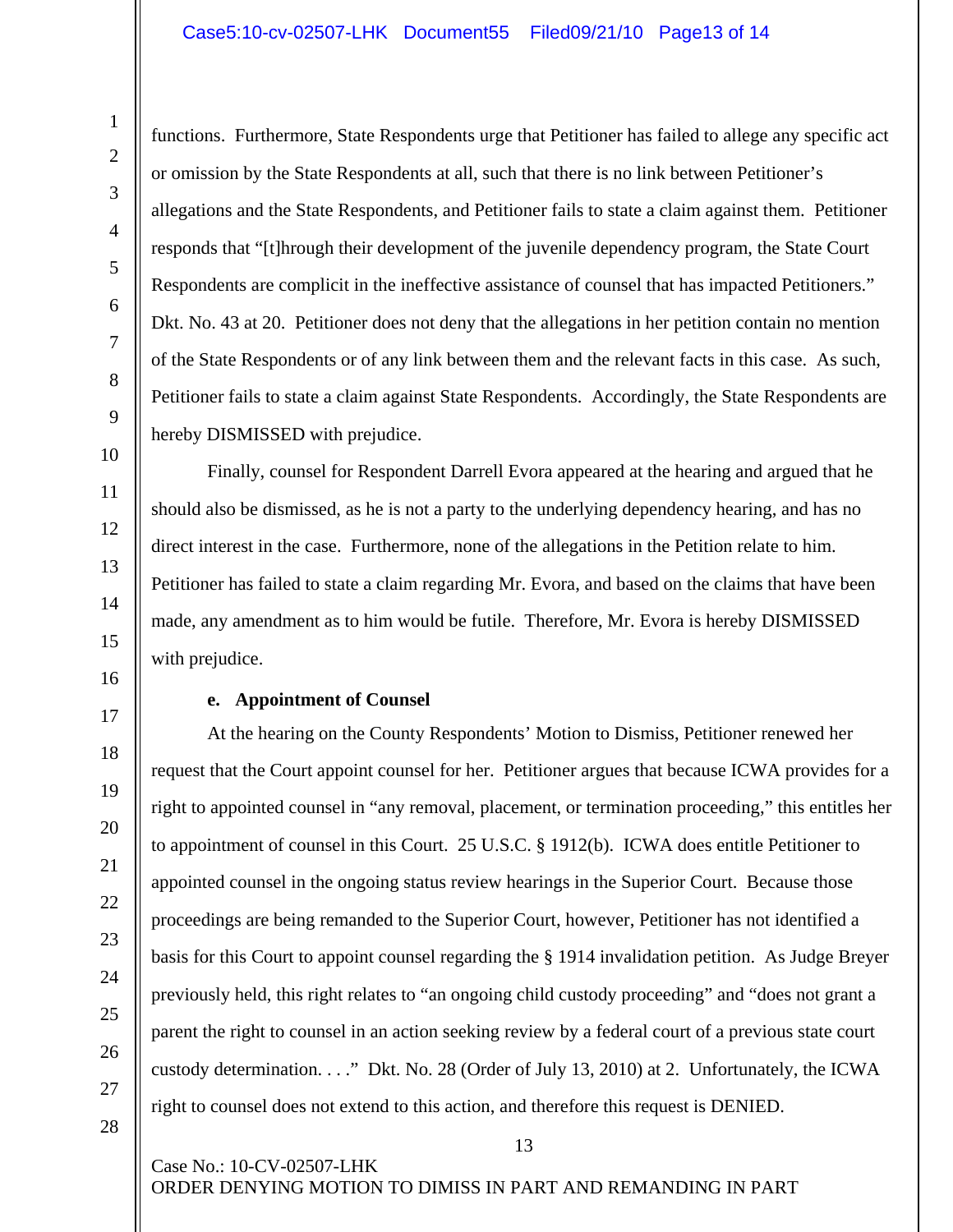functions. Furthermore, State Respondents urge that Petitioner has failed to allege any specific act or omission by the State Respondents at all, such that there is no link between Petitioner's allegations and the State Respondents, and Petitioner fails to state a claim against them. Petitioner responds that "[t]hrough their development of the juvenile dependency program, the State Court Respondents are complicit in the ineffective assistance of counsel that has impacted Petitioners." Dkt. No. 43 at 20. Petitioner does not deny that the allegations in her petition contain no mention of the State Respondents or of any link between them and the relevant facts in this case. As such, Petitioner fails to state a claim against State Respondents. Accordingly, the State Respondents are hereby DISMISSED with prejudice.

Finally, counsel for Respondent Darrell Evora appeared at the hearing and argued that he should also be dismissed, as he is not a party to the underlying dependency hearing, and has no direct interest in the case. Furthermore, none of the allegations in the Petition relate to him. Petitioner has failed to state a claim regarding Mr. Evora, and based on the claims that have been made, any amendment as to him would be futile. Therefore, Mr. Evora is hereby DISMISSED with prejudice.

**e. Appointment of Counsel**

At the hearing on the County Respondents' Motion to Dismiss, Petitioner renewed her request that the Court appoint counsel for her. Petitioner argues that because ICWA provides for a right to appointed counsel in "any removal, placement, or termination proceeding," this entitles her to appointment of counsel in this Court. 25 U.S.C. § 1912(b). ICWA does entitle Petitioner to appointed counsel in the ongoing status review hearings in the Superior Court. Because those proceedings are being remanded to the Superior Court, however, Petitioner has not identified a basis for this Court to appoint counsel regarding the § 1914 invalidation petition. As Judge Breyer previously held, this right relates to "an ongoing child custody proceeding" and "does not grant a parent the right to counsel in an action seeking review by a federal court of a previous state court custody determination. . . ." Dkt. No. 28 (Order of July 13, 2010) at 2. Unfortunately, the ICWA right to counsel does not extend to this action, and therefore this request is DENIED.

Case No.: 10-CV-02507-LHK
ORDER DENYING MOTION TO DIMISS IN PART AND REMANDING IN PART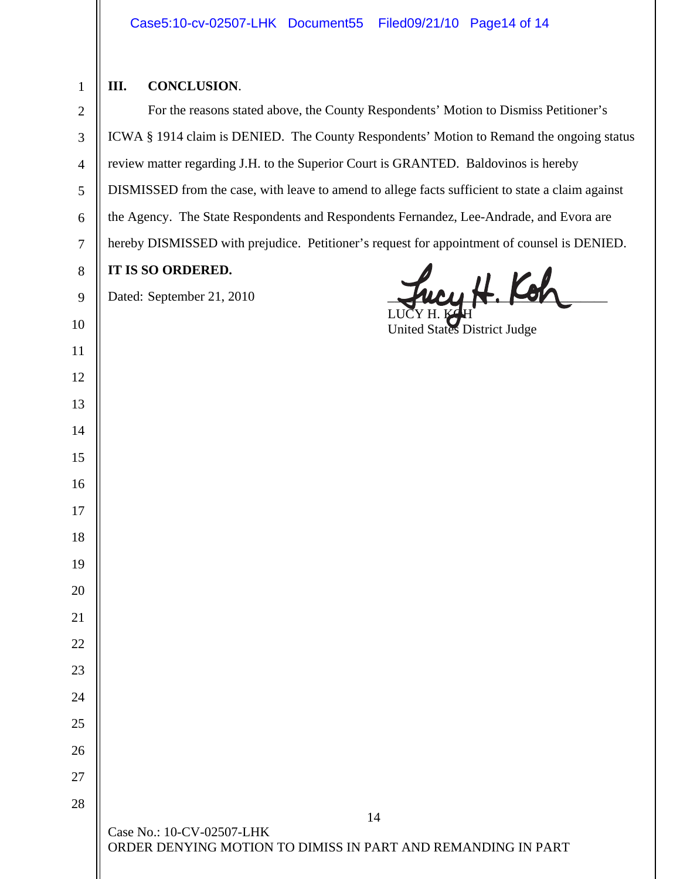## III. CONCLUSION.

For the reasons stated above, the County Respondents' Motion to Dismiss Petitioner's ICWA § 1914 claim is DENIED. The County Respondents' Motion to Remand the ongoing status review matter regarding J.H. to the Superior Court is GRANTED. Baldovinos is hereby DISMISSED from the case, with leave to amend to allege facts sufficient to state a claim against the Agency. The State Respondents and Respondents Fernandez, Lee-Andrade, and Evora are hereby DISMISSED with prejudice. Petitioner's request for appointment of counsel is DENIED.

**IT IS SO ORDERED.**

Dated: September 21, 2010

LUCY H. KOH
United States District Judge

Case No.: 10-CV-02507-LHK
ORDER DENYING MOTION TO DIMISS IN PART AND REMANDING IN PART